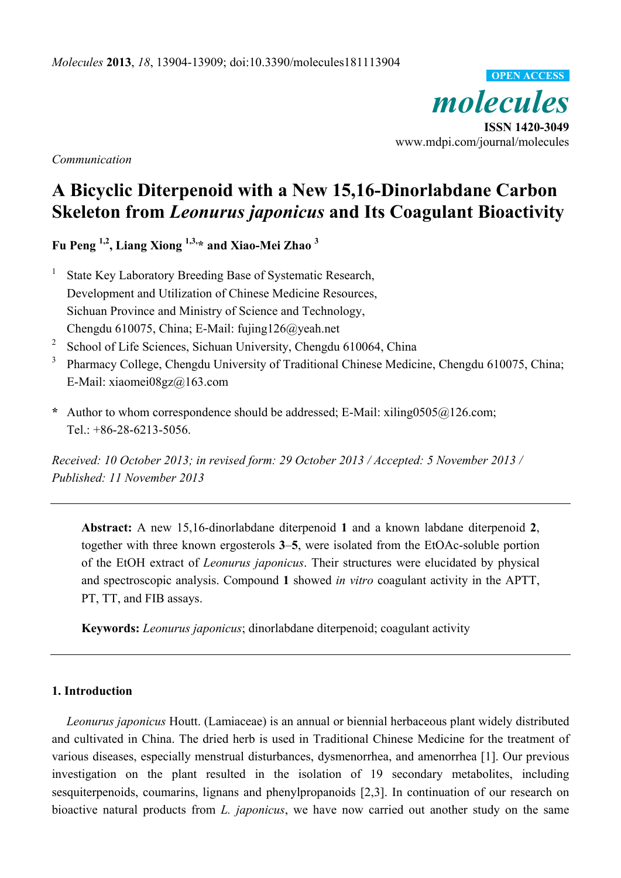*Molecules* **2013**, *18*, 13904-13909; doi:10.3390/molecules181113904

OPEN ACCESS

*molecules*

**ISSN 1420-3049**

www.mdpi.com/journal/molecules

*Communication*

# A Bicyclic Diterpenoid with a New 15,16-Dinorlabdane Carbon Skeleton from *Leonurus japonicus* and Its Coagulant Bioactivity

**Fu Peng [1,2], Liang Xiong [1,3,]\* and Xiao-Mei Zhao [3]**

[1] State Key Laboratory Breeding Base of Systematic Research, Development and Utilization of Chinese Medicine Resources, Sichuan Province and Ministry of Science and Technology, Chengdu 610075, China; E-Mail: fujing126@yeah.net

[2] School of Life Sciences, Sichuan University, Chengdu 610064, China

[3] Pharmacy College, Chengdu University of Traditional Chinese Medicine, Chengdu 610075, China; E-Mail: xiaomei08gz@163.com

**\*** Author to whom correspondence should be addressed; E-Mail: xiling0505@126.com; Tel.: +86-28-6213-5056.

*Received: 10 October 2013; in revised form: 29 October 2013 / Accepted: 5 November 2013 / Published: 11 November 2013*

---

**Abstract:** A new 15,16-dinorlabdane diterpenoid **1** and a known labdane diterpenoid **2**, together with three known ergosterols **3**–**5**, were isolated from the EtOAc-soluble portion of the EtOH extract of *Leonurus japonicus*. Their structures were elucidated by physical and spectroscopic analysis. Compound **1** showed *in vitro* coagulant activity in the APTT, PT, TT, and FIB assays.

**Keywords:** *Leonurus japonicus*; dinorlabdane diterpenoid; coagulant activity

---

## 1. Introduction

*Leonurus japonicus* Houtt. (Lamiaceae) is an annual or biennial herbaceous plant widely distributed and cultivated in China. The dried herb is used in Traditional Chinese Medicine for the treatment of various diseases, especially menstrual disturbances, dysmenorrhea, and amenorrhea [1]. Our previous investigation on the plant resulted in the isolation of 19 secondary metabolites, including sesquiterpenoids, coumarins, lignans and phenylpropanoids [2,3]. In continuation of our research on bioactive natural products from *L. japonicus*, we have now carried out another study on the same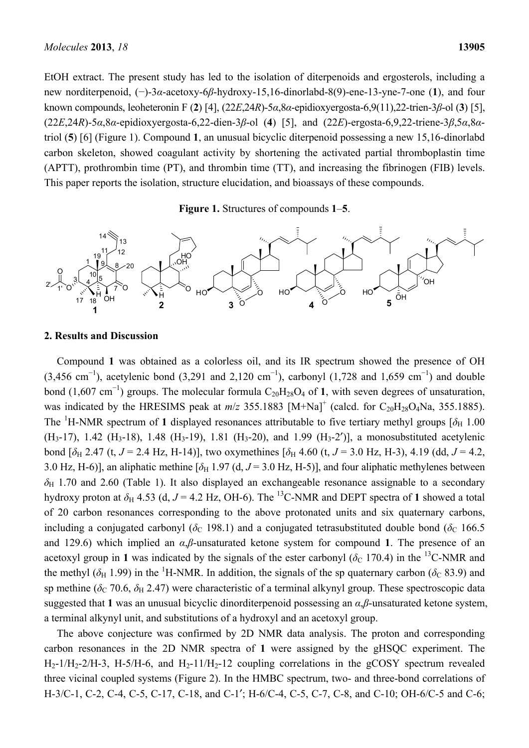EtOH extract. The present study has led to the isolation of diterpenoids and ergosterols, including a new norditerpenoid, (−)-3*α*-acetoxy-6*β*-hydroxy-15,16-dinorlabd-8(9)-ene-13-yne-7-one (**1**), and four known compounds, leoheteronin F (**2**) [4], (22*E*,24*R*)-5*α*,8*α*-epidioxyergosta-6,9(11),22-trien-3*β*-ol (**3**) [5], (22*E*,24*R*)-5*α*,8*α*-epidioxyergosta-6,22-dien-3*β*-ol (**4**) [5], and (22*E*)-ergosta-6,9,22-triene-3*β*,5*α*,8*α*-triol (**5**) [6] (Figure 1). Compound **1**, an unusual bicyclic diterpenoid possessing a new 15,16-dinorlabd carbon skeleton, showed coagulant activity by shortening the activated partial thromboplastin time (APTT), prothrombin time (PT), and thrombin time (TT), and increasing the fibrinogen (FIB) levels. This paper reports the isolation, structure elucidation, and bioassays of these compounds.

**Figure 1.** Structures of compounds **1**–**5**.

## 2. Results and Discussion

Compound **1** was obtained as a colorless oil, and its IR spectrum showed the presence of OH (3,456 $cm^{-1}$), acetylenic bond (3,291 and 2,120 $cm^{-1}$), carbonyl (1,728 and 1,659 $cm^{-1}$) and double bond (1,607 $cm^{-1}$) groups. The molecular formula $C_{20}H_{28}O_4$ of **1**, with seven degrees of unsaturation, was indicated by the HRESIMS peak at *m*/*z* 355.1883 $[M+Na]^+$ (calcd. for $C_{20}H_{28}O_4Na$, 355.1885). The $^1$H-NMR spectrum of **1** displayed resonances attributable to five tertiary methyl groups [$\delta_H$ 1.00 ($H_3$-17), 1.42 ($H_3$-18), 1.48 ($H_3$-19), 1.81 ($H_3$-20), and 1.99 ($H_3$-2′)], a monosubstituted acetylenic bond [$\delta_H$ 2.47 (t, $J$ = 2.4 Hz, H-14)], two oxymethines [$\delta_H$ 4.60 (t, $J$ = 3.0 Hz, H-3), 4.19 (dd, $J$ = 4.2, 3.0 Hz, H-6)], an aliphatic methine [$\delta_H$ 1.97 (d, $J$ = 3.0 Hz, H-5)], and four aliphatic methylenes between $\delta_H$ 1.70 and 2.60 (Table 1). It also displayed an exchangeable resonance assignable to a secondary hydroxy proton at $\delta_H$ 4.53 (d, $J$ = 4.2 Hz, OH-6). The $^{13}$C-NMR and DEPT spectra of **1** showed a total of 20 carbon resonances corresponding to the above protonated units and six quaternary carbons, including a conjugated carbonyl ($\delta_C$ 198.1) and a conjugated tetrasubstituted double bond ($\delta_C$ 166.5 and 129.6) which implied an *α*,*β*-unsaturated ketone system for compound **1**. The presence of an acetoxyl group in **1** was indicated by the signals of the ester carbonyl ($\delta_C$ 170.4) in the $^{13}$C-NMR and the methyl ($\delta_H$ 1.99) in the $^1$H-NMR. In addition, the signals of the sp quaternary carbon ($\delta_C$ 83.9) and sp methine ($\delta_C$ 70.6, $\delta_H$ 2.47) were characteristic of a terminal alkynyl group. These spectroscopic data suggested that **1** was an unusual bicyclic dinorditerpenoid possessing an *α*,*β*-unsaturated ketone system, a terminal alkynyl unit, and substitutions of a hydroxyl and an acetoxyl group.

The above conjecture was confirmed by 2D NMR data analysis. The proton and corresponding carbon resonances in the 2D NMR spectra of **1** were assigned by the gHSQC experiment. The $H_2$-1/$H_2$-2/H-3, H-5/H-6, and $H_2$-11/$H_2$-12 coupling correlations in the gCOSY spectrum revealed three vicinal coupled systems (Figure 2). In the HMBC spectrum, two- and three-bond correlations of H-3/C-1, C-2, C-4, C-5, C-17, C-18, and C-1′; H-6/C-4, C-5, C-7, C-8, and C-10; OH-6/C-5 and C-6;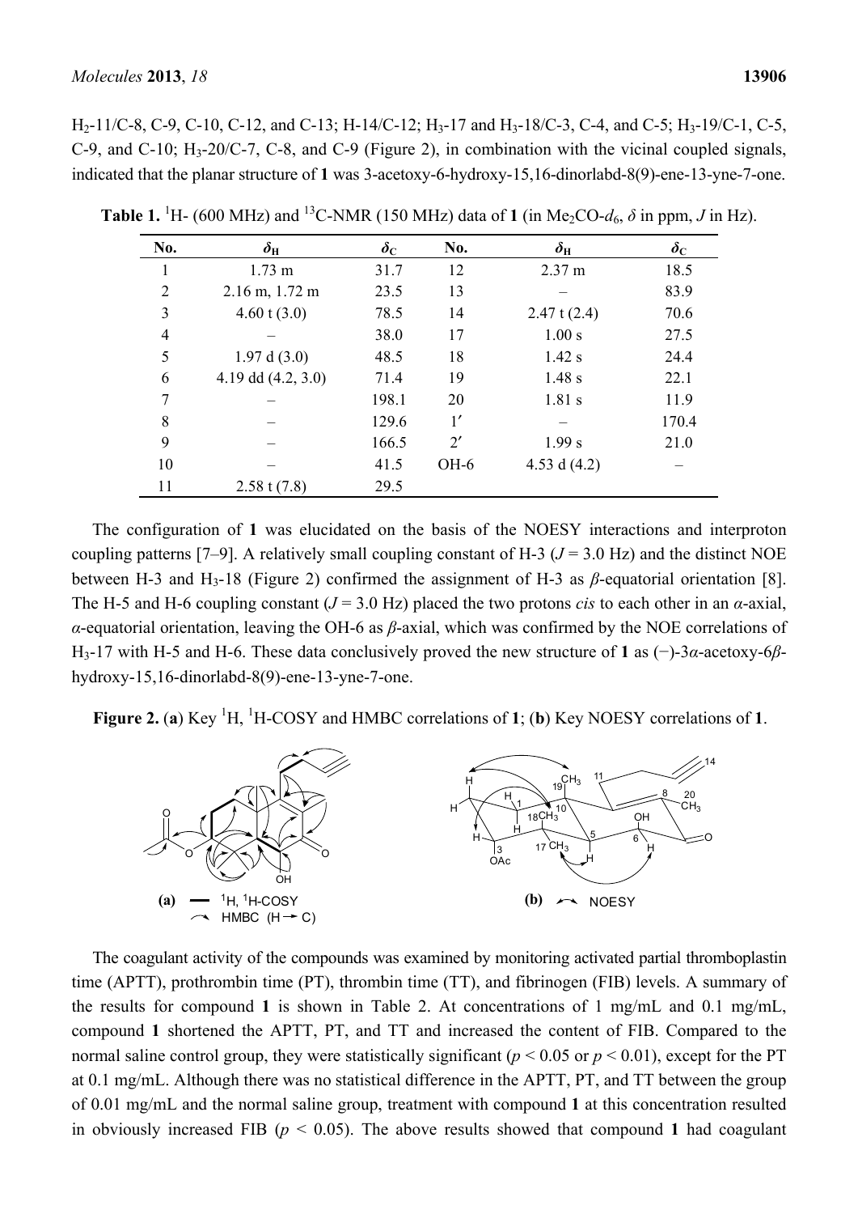H$_2$-11/C-8, C-9, C-10, C-12, and C-13; H-14/C-12; H$_3$-17 and H$_3$-18/C-3, C-4, and C-5; H$_3$-19/C-1, C-5, C-9, and C-10; H$_3$-20/C-7, C-8, and C-9 (Figure 2), in combination with the vicinal coupled signals, indicated that the planar structure of **1** was 3-acetoxy-6-hydroxy-15,16-dinorlabd-8(9)-ene-13-yne-7-one.

**Table 1.** $^1$H- (600 MHz) and $^{13}$C-NMR (150 MHz) data of **1** (in Me$_2$CO-$d_6$, $\delta$ in ppm, $J$ in Hz).

| No. | $\delta_H$ | $\delta_C$ | No. | $\delta_H$ | $\delta_C$ |
|---|---|---|---|---|---|
| 1 | 1.73 m | 31.7 | 12 | 2.37 m | 18.5 |
| 2 | 2.16 m, 1.72 m | 23.5 | 13 | – | 83.9 |
| 3 | 4.60 t (3.0) | 78.5 | 14 | 2.47 t (2.4) | 70.6 |
| 4 | – | 38.0 | 17 | 1.00 s | 27.5 |
| 5 | 1.97 d (3.0) | 48.5 | 18 | 1.42 s | 24.4 |
| 6 | 4.19 dd (4.2, 3.0) | 71.4 | 19 | 1.48 s | 22.1 |
| 7 | – | 198.1 | 20 | 1.81 s | 11.9 |
| 8 | – | 129.6 | 1′ | – | 170.4 |
| 9 | – | 166.5 | 2′ | 1.99 s | 21.0 |
| 10 | – | 41.5 | OH-6 | 4.53 d (4.2) | – |
| 11 | 2.58 t (7.8) | 29.5 | | | |

The configuration of **1** was elucidated on the basis of the NOESY interactions and interproton coupling patterns [7–9]. A relatively small coupling constant of H-3 ($J$ = 3.0 Hz) and the distinct NOE between H-3 and H$_3$-18 (Figure 2) confirmed the assignment of H-3 as *β*-equatorial orientation [8]. The H-5 and H-6 coupling constant ($J$ = 3.0 Hz) placed the two protons *cis* to each other in an *α*-axial, *α*-equatorial orientation, leaving the OH-6 as *β*-axial, which was confirmed by the NOE correlations of H$_3$-17 with H-5 and H-6. These data conclusively proved the new structure of **1** as (−)-3*α*-acetoxy-6*β*-hydroxy-15,16-dinorlabd-8(9)-ene-13-yne-7-one.

**Figure 2.** (**a**) Key $^1$H, $^1$H-COSY and HMBC correlations of **1**; (**b**) Key NOESY correlations of **1**.

The coagulant activity of the compounds was examined by monitoring activated partial thromboplastin time (APTT), prothrombin time (PT), thrombin time (TT), and fibrinogen (FIB) levels. A summary of the results for compound **1** is shown in Table 2. At concentrations of 1 mg/mL and 0.1 mg/mL, compound **1** shortened the APTT, PT, and TT and increased the content of FIB. Compared to the normal saline control group, they were statistically significant ($p < 0.05$ or $p < 0.01$), except for the PT at 0.1 mg/mL. Although there was no statistical difference in the APTT, PT, and TT between the group of 0.01 mg/mL and the normal saline group, treatment with compound **1** at this concentration resulted in obviously increased FIB ($p < 0.05$). The above results showed that compound **1** had coagulant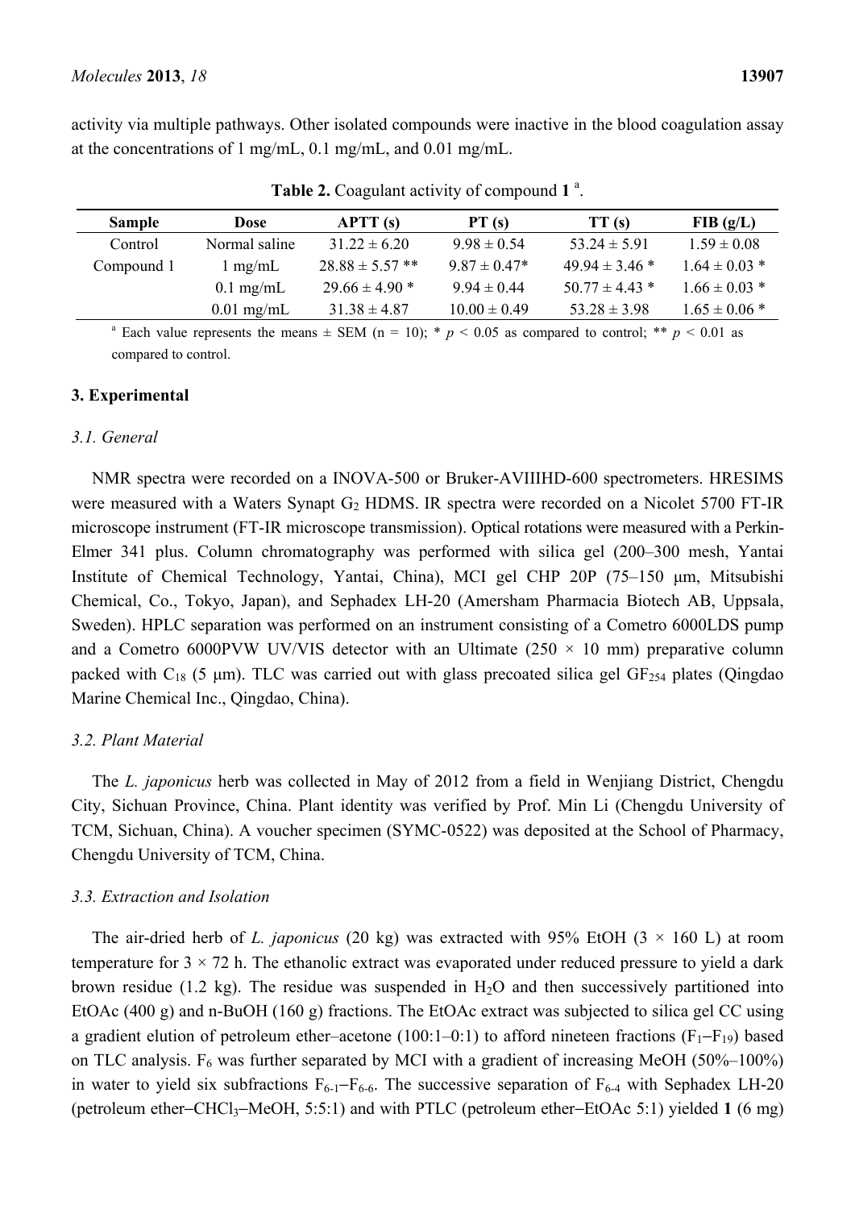activity via multiple pathways. Other isolated compounds were inactive in the blood coagulation assay at the concentrations of 1 mg/mL, 0.1 mg/mL, and 0.01 mg/mL.

**Table 2.** Coagulant activity of compound **1** [a].

| Sample | Dose | APTT (s) | PT (s) | TT (s) | FIB (g/L) |
|---|---|---|---|---|---|
| Control | Normal saline | 31.22 ± 6.20 | 9.98 ± 0.54 | 53.24 ± 5.91 | 1.59 ± 0.08 |
| Compound 1 | 1 mg/mL | 28.88 ± 5.57 ** | 9.87 ± 0.47* | 49.94 ± 3.46 * | 1.64 ± 0.03 * |
| | 0.1 mg/mL | 29.66 ± 4.90 * | 9.94 ± 0.44 | 50.77 ± 4.43 * | 1.66 ± 0.03 * |
| | 0.01 mg/mL | 31.38 ± 4.87 | 10.00 ± 0.49 | 53.28 ± 3.98 | 1.65 ± 0.06 * |

[a] Each value represents the means ± SEM (n = 10); * $p < 0.05$ as compared to control; ** $p < 0.01$ as compared to control.

## 3. Experimental

### 3.1. General

NMR spectra were recorded on a INOVA-500 or Bruker-AVIIIHD-600 spectrometers. HRESIMS were measured with a Waters Synapt $G_2$ HDMS. IR spectra were recorded on a Nicolet 5700 FT-IR microscope instrument (FT-IR microscope transmission). Optical rotations were measured with a Perkin-Elmer 341 plus. Column chromatography was performed with silica gel (200–300 mesh, Yantai Institute of Chemical Technology, Yantai, China), MCI gel CHP 20P (75–150 μm, Mitsubishi Chemical, Co., Tokyo, Japan), and Sephadex LH-20 (Amersham Pharmacia Biotech AB, Uppsala, Sweden). HPLC separation was performed on an instrument consisting of a Cometro 6000LDS pump and a Cometro 6000PVW UV/VIS detector with an Ultimate (250 × 10 mm) preparative column packed with $C_{18}$ (5 μm). TLC was carried out with glass precoated silica gel $GF_{254}$ plates (Qingdao Marine Chemical Inc., Qingdao, China).

### 3.2. Plant Material

The *L. japonicus* herb was collected in May of 2012 from a field in Wenjiang District, Chengdu City, Sichuan Province, China. Plant identity was verified by Prof. Min Li (Chengdu University of TCM, Sichuan, China). A voucher specimen (SYMC-0522) was deposited at the School of Pharmacy, Chengdu University of TCM, China.

### 3.3. Extraction and Isolation

The air-dried herb of *L. japonicus* (20 kg) was extracted with 95% EtOH (3 × 160 L) at room temperature for 3 × 72 h. The ethanolic extract was evaporated under reduced pressure to yield a dark brown residue (1.2 kg). The residue was suspended in $H_2O$ and then successively partitioned into EtOAc (400 g) and n-BuOH (160 g) fractions. The EtOAc extract was subjected to silica gel CC using a gradient elution of petroleum ether–acetone (100:1–0:1) to afford nineteen fractions ($F_1$–$F_{19}$) based on TLC analysis. $F_6$ was further separated by MCI with a gradient of increasing MeOH (50%–100%) in water to yield six subfractions $F_{6\text{-}1}$–$F_{6\text{-}6}$. The successive separation of $F_{6\text{-}4}$ with Sephadex LH-20 (petroleum ether–$CHCl_3$–MeOH, 5:5:1) and with PTLC (petroleum ether–EtOAc 5:1) yielded **1** (6 mg)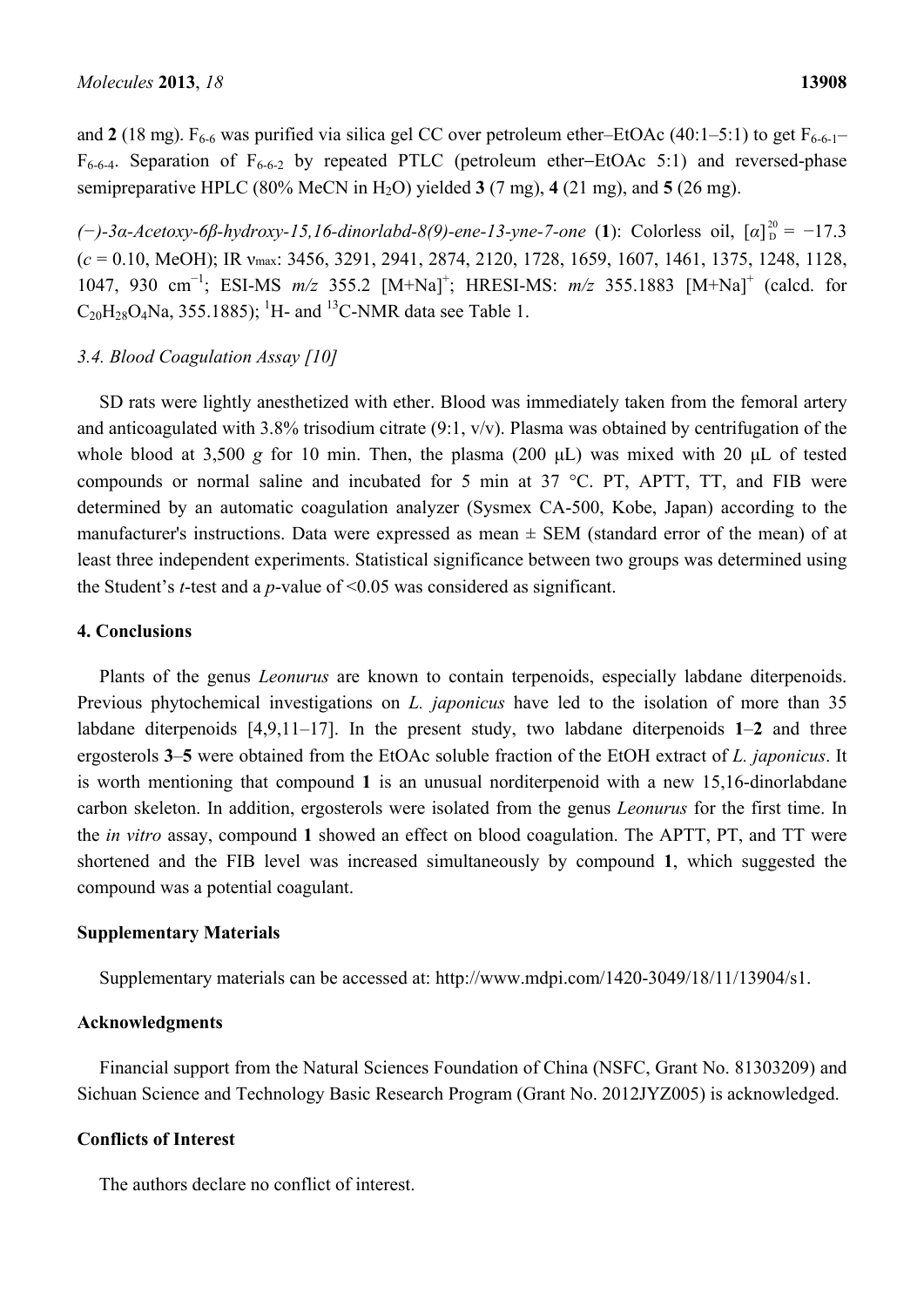and **2** (18 mg). $F_{6\text{-}6}$ was purified via silica gel CC over petroleum ether–EtOAc (40:1–5:1) to get $F_{6\text{-}6\text{-}1}$–$F_{6\text{-}6\text{-}4}$. Separation of $F_{6\text{-}6\text{-}2}$ by repeated PTLC (petroleum ether−EtOAc 5:1) and reversed-phase semipreparative HPLC (80% MeCN in $H_2O$) yielded **3** (7 mg), **4** (21 mg), and **5** (26 mg).

*(−)-3α-Acetoxy-6β-hydroxy-15,16-dinorlabd-8(9)-ene-13-yne-7-one* (**1**): Colorless oil, $[\alpha]^{20}_{D} = -17.3$ ($c = 0.10$, MeOH); IR $\nu_{max}$: 3456, 3291, 2941, 2874, 2120, 1728, 1659, 1607, 1461, 1375, 1248, 1128, 1047, 930 $cm^{-1}$; ESI-MS *m/z* 355.2 $[M+Na]^+$; HRESI-MS: *m/z* 355.1883 $[M+Na]^+$ (calcd. for $C_{20}H_{28}O_4Na$, 355.1885); $^1H$- and $^{13}C$-NMR data see Table 1.

### *3.4. Blood Coagulation Assay [10]*

SD rats were lightly anesthetized with ether. Blood was immediately taken from the femoral artery and anticoagulated with 3.8% trisodium citrate (9:1, v/v). Plasma was obtained by centrifugation of the whole blood at 3,500 *g* for 10 min. Then, the plasma (200 μL) was mixed with 20 μL of tested compounds or normal saline and incubated for 5 min at 37 °C. PT, APTT, TT, and FIB were determined by an automatic coagulation analyzer (Sysmex CA-500, Kobe, Japan) according to the manufacturer's instructions. Data were expressed as mean ± SEM (standard error of the mean) of at least three independent experiments. Statistical significance between two groups was determined using the Student's *t*-test and a *p*-value of <0.05 was considered as significant.

## 4. Conclusions

Plants of the genus *Leonurus* are known to contain terpenoids, especially labdane diterpenoids. Previous phytochemical investigations on *L. japonicus* have led to the isolation of more than 35 labdane diterpenoids [4,9,11–17]. In the present study, two labdane diterpenoids **1**–**2** and three ergosterols **3**–**5** were obtained from the EtOAc soluble fraction of the EtOH extract of *L. japonicus*. It is worth mentioning that compound **1** is an unusual norditerpenoid with a new 15,16-dinorlabdane carbon skeleton. In addition, ergosterols were isolated from the genus *Leonurus* for the first time. In the *in vitro* assay, compound **1** showed an effect on blood coagulation. The APTT, PT, and TT were shortened and the FIB level was increased simultaneously by compound **1**, which suggested the compound was a potential coagulant.

## Supplementary Materials

Supplementary materials can be accessed at: http://www.mdpi.com/1420-3049/18/11/13904/s1.

## Acknowledgments

Financial support from the Natural Sciences Foundation of China (NSFC, Grant No. 81303209) and Sichuan Science and Technology Basic Research Program (Grant No. 2012JYZ005) is acknowledged.

## Conflicts of Interest

The authors declare no conflict of interest.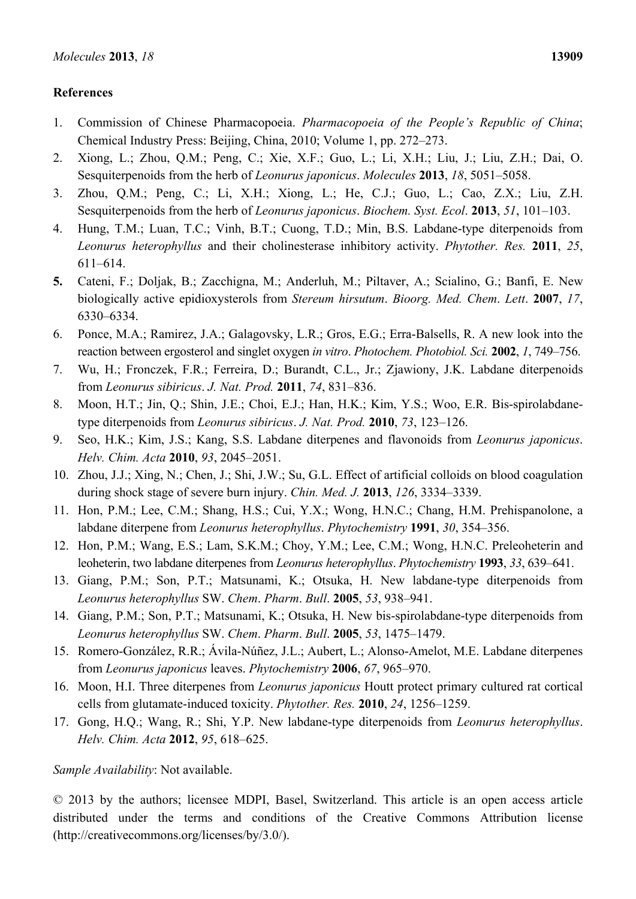## References

1. Commission of Chinese Pharmacopoeia. *Pharmacopoeia of the People's Republic of China*; Chemical Industry Press: Beijing, China, 2010; Volume 1, pp. 272–273.
2. Xiong, L.; Zhou, Q.M.; Peng, C.; Xie, X.F.; Guo, L.; Li, X.H.; Liu, J.; Liu, Z.H.; Dai, O. Sesquiterpenoids from the herb of *Leonurus japonicus*. *Molecules* **2013**, *18*, 5051–5058.
3. Zhou, Q.M.; Peng, C.; Li, X.H.; Xiong, L.; He, C.J.; Guo, L.; Cao, Z.X.; Liu, Z.H. Sesquiterpenoids from the herb of *Leonurus japonicus*. *Biochem. Syst. Ecol*. **2013**, *51*, 101–103.
4. Hung, T.M.; Luan, T.C.; Vinh, B.T.; Cuong, T.D.; Min, B.S. Labdane-type diterpenoids from *Leonurus heterophyllus* and their cholinesterase inhibitory activity. *Phytother. Res.* **2011**, *25*, 611–614.
5. Cateni, F.; Doljak, B.; Zacchigna, M.; Anderluh, M.; Piltaver, A.; Scialino, G.; Banfi, E. New biologically active epidioxysterols from *Stereum hirsutum*. *Bioorg. Med. Chem. Lett*. **2007**, *17*, 6330–6334.
6. Ponce, M.A.; Ramirez, J.A.; Galagovsky, L.R.; Gros, E.G.; Erra-Balsells, R. A new look into the reaction between ergosterol and singlet oxygen *in vitro*. *Photochem. Photobiol. Sci.* **2002**, *1*, 749–756.
7. Wu, H.; Fronczek, F.R.; Ferreira, D.; Burandt, C.L., Jr.; Zjawiony, J.K. Labdane diterpenoids from *Leonurus sibiricus*. *J. Nat. Prod.* **2011**, *74*, 831–836.
8. Moon, H.T.; Jin, Q.; Shin, J.E.; Choi, E.J.; Han, H.K.; Kim, Y.S.; Woo, E.R. Bis-spirolabdane-type diterpenoids from *Leonurus sibiricus*. *J. Nat. Prod.* **2010**, *73*, 123–126.
9. Seo, H.K.; Kim, J.S.; Kang, S.S. Labdane diterpenes and flavonoids from *Leonurus japonicus*. *Helv. Chim. Acta* **2010**, *93*, 2045–2051.
10. Zhou, J.J.; Xing, N.; Chen, J.; Shi, J.W.; Su, G.L. Effect of artificial colloids on blood coagulation during shock stage of severe burn injury. *Chin. Med. J.* **2013**, *126*, 3334–3339.
11. Hon, P.M.; Lee, C.M.; Shang, H.S.; Cui, Y.X.; Wong, H.N.C.; Chang, H.M. Prehispanolone, a labdane diterpene from *Leonurus heterophyllus*. *Phytochemistry* **1991**, *30*, 354–356.
12. Hon, P.M.; Wang, E.S.; Lam, S.K.M.; Choy, Y.M.; Lee, C.M.; Wong, H.N.C. Preleoheterin and leoheterin, two labdane diterpenes from *Leonurus heterophyllus*. *Phytochemistry* **1993**, *33*, 639–641.
13. Giang, P.M.; Son, P.T.; Matsunami, K.; Otsuka, H. New labdane-type diterpenoids from *Leonurus heterophyllus* SW. *Chem*. *Pharm*. *Bull*. **2005**, *53*, 938–941.
14. Giang, P.M.; Son, P.T.; Matsunami, K.; Otsuka, H. New bis-spirolabdane-type diterpenoids from *Leonurus heterophyllus* SW. *Chem*. *Pharm*. *Bull*. **2005**, *53*, 1475–1479.
15. Romero-González, R.R.; Ávila-Núñez, J.L.; Aubert, L.; Alonso-Amelot, M.E. Labdane diterpenes from *Leonurus japonicus* leaves. *Phytochemistry* **2006**, *67*, 965–970.
16. Moon, H.I. Three diterpenes from *Leonurus japonicus* Houtt protect primary cultured rat cortical cells from glutamate-induced toxicity. *Phytother. Res.* **2010**, *24*, 1256–1259.
17. Gong, H.Q.; Wang, R.; Shi, Y.P. New labdane-type diterpenoids from *Leonurus heterophyllus*. *Helv. Chim. Acta* **2012**, *95*, 618–625.

*Sample Availability*: Not available.

© 2013 by the authors; licensee MDPI, Basel, Switzerland. This article is an open access article distributed under the terms and conditions of the Creative Commons Attribution license (http://creativecommons.org/licenses/by/3.0/).